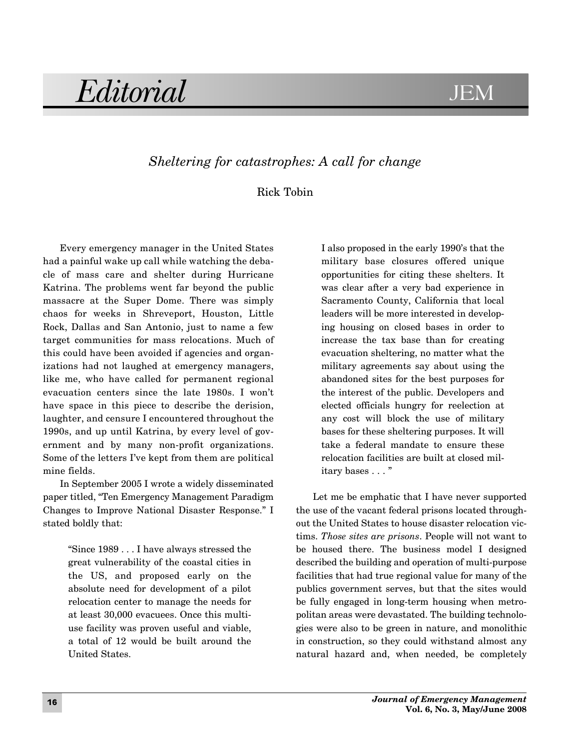# Sheltering for catastrophes: A call for change

Rick Tobin

Every emergency manager in the United States had a painful wake up call while watching the debacle of mass care and shelter during Hurricane Katrina. The problems went far beyond the public massacre at the Super Dome. There was simply chaos for weeks in Shreveport, Houston, Little Rock, Dallas and San Antonio, just to name a few target communities for mass relocations. Much of this could have been avoided if agencies and organizations had not laughed at emergency managers, like me, who have called for permanent regional evacuation centers since the late 1980s. I won't have space in this piece to describe the derision, laughter, and censure I encountered throughout the 1990s, and up until Katrina, by every level of government and by many non-profit organizations. Some of the letters I've kept from them are political mine fields.

In September 2005 I wrote a widely disseminated paper titled, "Ten Emergency Management Paradigm Changes to Improve National Disaster Response." I stated boldly that:

> "Since 1989 . . . I have always stressed the great vulnerability of the coastal cities in the US, and proposed early on the absolute need for development of a pilot relocation center to manage the needs for at least 30,000 evacuees. Once this multi-use facility was proven useful and viable, a total of 12 would be built around the United States.
>
> I also proposed in the early 1990's that the military base closures offered unique opportunities for citing these shelters. It was clear after a very bad experience in Sacramento County, California that local leaders will be more interested in developing housing on closed bases in order to increase the tax base than for creating evacuation sheltering, no matter what the military agreements say about using the abandoned sites for the best purposes for the interest of the public. Developers and elected officials hungry for reelection at any cost will block the use of military bases for these sheltering purposes. It will take a federal mandate to ensure these relocation facilities are built at closed military bases . . . "

Let me be emphatic that I have never supported the use of the vacant federal prisons located throughout the United States to house disaster relocation victims. *Those sites are prisons*. People will not want to be housed there. The business model I designed described the building and operation of multi-purpose facilities that had true regional value for many of the publics government serves, but that the sites would be fully engaged in long-term housing when metropolitan areas were devastated. The building technologies were also to be green in nature, and monolithic in construction, so they could withstand almost any natural hazard and, when needed, be completely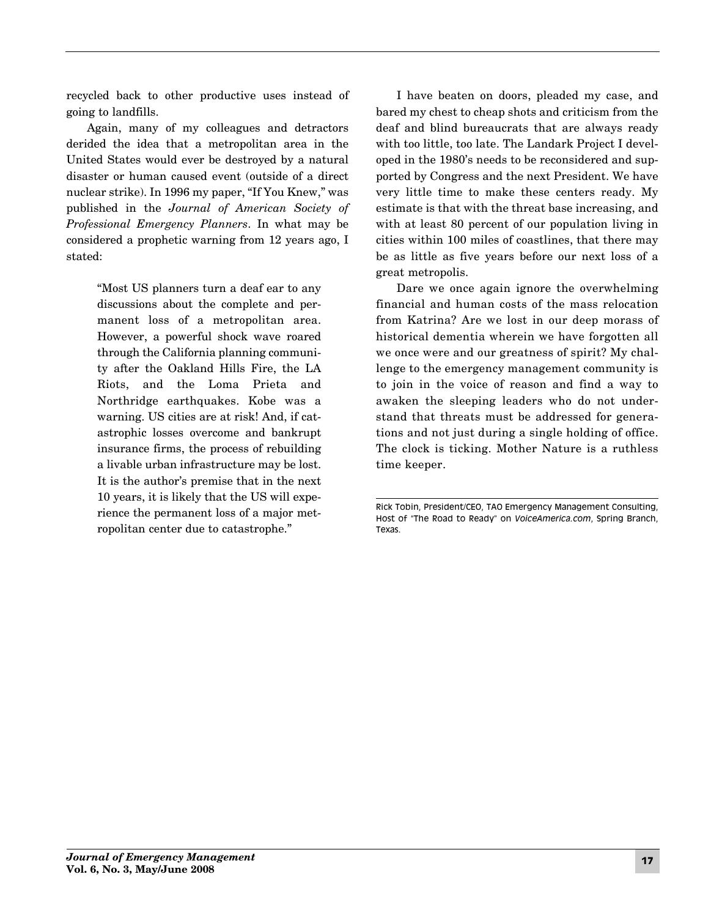recycled back to other productive uses instead of going to landfills.

Again, many of my colleagues and detractors derided the idea that a metropolitan area in the United States would ever be destroyed by a natural disaster or human caused event (outside of a direct nuclear strike). In 1996 my paper, "If You Knew," was published in the *Journal of American Society of Professional Emergency Planners*. In what may be considered a prophetic warning from 12 years ago, I stated:

> "Most US planners turn a deaf ear to any discussions about the complete and permanent loss of a metropolitan area. However, a powerful shock wave roared through the California planning community after the Oakland Hills Fire, the LA Riots, and the Loma Prieta and Northridge earthquakes. Kobe was a warning. US cities are at risk! And, if catastrophic losses overcome and bankrupt insurance firms, the process of rebuilding a livable urban infrastructure may be lost. It is the author's premise that in the next 10 years, it is likely that the US will experience the permanent loss of a major metropolitan center due to catastrophe."

I have beaten on doors, pleaded my case, and bared my chest to cheap shots and criticism from the deaf and blind bureaucrats that are always ready with too little, too late. The Landark Project I developed in the 1980's needs to be reconsidered and supported by Congress and the next President. We have very little time to make these centers ready. My estimate is that with the threat base increasing, and with at least 80 percent of our population living in cities within 100 miles of coastlines, that there may be as little as five years before our next loss of a great metropolis.

Dare we once again ignore the overwhelming financial and human costs of the mass relocation from Katrina? Are we lost in our deep morass of historical dementia wherein we have forgotten all we once were and our greatness of spirit? My challenge to the emergency management community is to join in the voice of reason and find a way to awaken the sleeping leaders who do not understand that threats must be addressed for generations and not just during a single holding of office. The clock is ticking. Mother Nature is a ruthless time keeper.

---

Rick Tobin, President/CEO, TAO Emergency Management Consulting, Host of "The Road to Ready" on *VoiceAmerica.com*, Spring Branch, Texas.